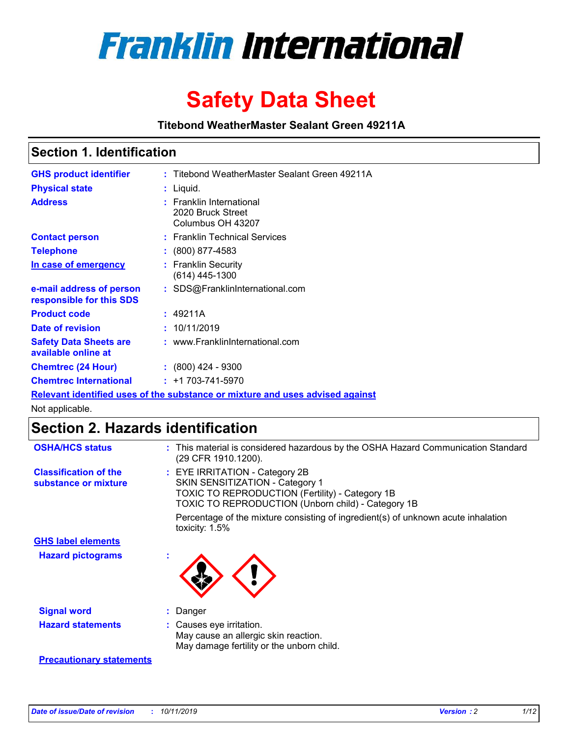# Franklin International

# Safety Data Sheet

**Titebond WeatherMaster Sealant Green 49211A**

## Section 1. Identification

| | | |
|---|---|---|
| **GHS product identifier** | : | Titebond WeatherMaster Sealant Green 49211A |
| **Physical state** | : | Liquid. |
| **Address** | : | Franklin International<br>2020 Bruck Street<br>Columbus OH 43207 |
| **Contact person** | : | Franklin Technical Services |
| **Telephone** | : | (800) 877-4583 |
| **In case of emergency** | : | Franklin Security<br>(614) 445-1300 |
| **e-mail address of person responsible for this SDS** | : | SDS@FranklinInternational.com |
| **Product code** | : | 49211A |
| **Date of revision** | : | 10/11/2019 |
| **Safety Data Sheets are available online at** | : | www.FranklinInternational.com |
| **Chemtrec (24 Hour)** | : | (800) 424 - 9300 |
| **Chemtrec International** | : | +1 703-741-5970 |

**Relevant identified uses of the substance or mixture and uses advised against**

Not applicable.

## Section 2. Hazards identification

| | | |
|---|---|---|
| **OSHA/HCS status** | : | This material is considered hazardous by the OSHA Hazard Communication Standard (29 CFR 1910.1200). |
| **Classification of the substance or mixture** | : | EYE IRRITATION - Category 2B<br>SKIN SENSITIZATION - Category 1<br>TOXIC TO REPRODUCTION (Fertility) - Category 1B<br>TOXIC TO REPRODUCTION (Unborn child) - Category 1B<br><br>Percentage of the mixture consisting of ingredient(s) of unknown acute inhalation toxicity: 1.5% |

**GHS label elements**

| | | |
|---|---|---|
| **Hazard pictograms** | : | |
| **Signal word** | : | Danger |
| **Hazard statements** | : | Causes eye irritation.<br>May cause an allergic skin reaction.<br>May damage fertility or the unborn child. |

**Precautionary statements**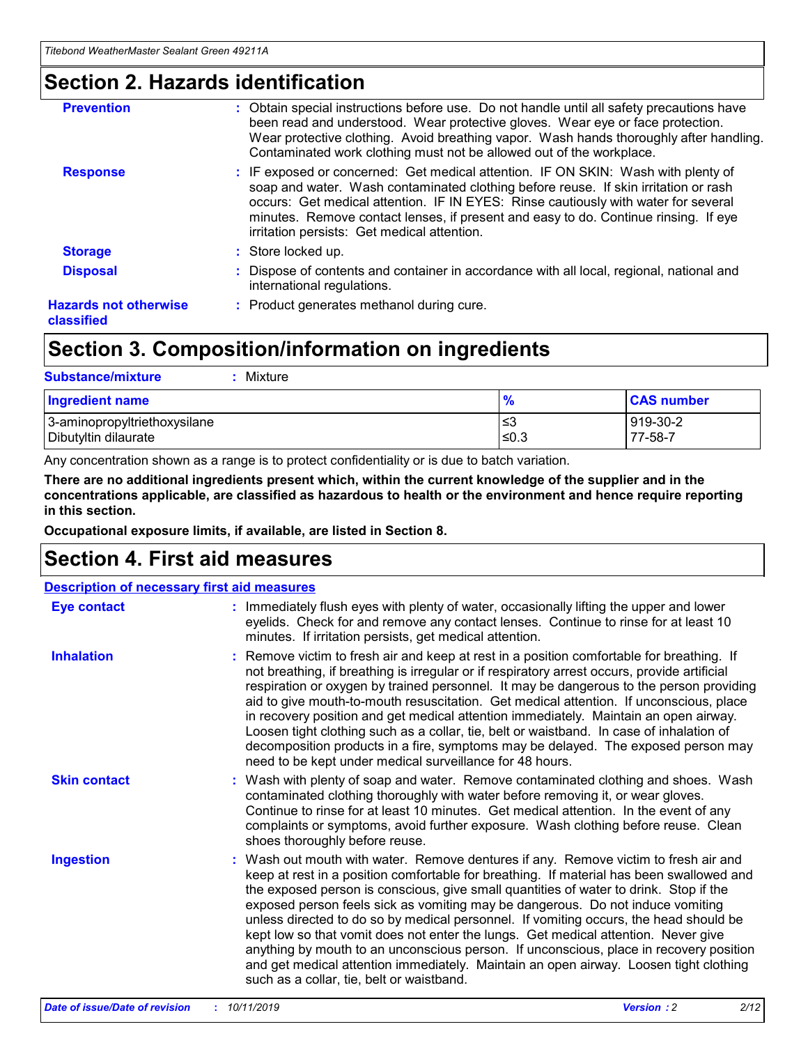## Section 2. Hazards identification

| | |
|---|---|
| **Prevention** | : Obtain special instructions before use. Do not handle until all safety precautions have been read and understood. Wear protective gloves. Wear eye or face protection. Wear protective clothing. Avoid breathing vapor. Wash hands thoroughly after handling. Contaminated work clothing must not be allowed out of the workplace. |
| **Response** | : IF exposed or concerned: Get medical attention. IF ON SKIN: Wash with plenty of soap and water. Wash contaminated clothing before reuse. If skin irritation or rash occurs: Get medical attention. IF IN EYES: Rinse cautiously with water for several minutes. Remove contact lenses, if present and easy to do. Continue rinsing. If eye irritation persists: Get medical attention. |
| **Storage** | : Store locked up. |
| **Disposal** | : Dispose of contents and container in accordance with all local, regional, national and international regulations. |
| **Hazards not otherwise classified** | : Product generates methanol during cure. |

## Section 3. Composition/information on ingredients

**Substance/mixture** : Mixture

| Ingredient name | % | CAS number |
|---|---|---|
| 3-aminopropyltriethoxysilane | ≤3 | 919-30-2 |
| Dibutyltin dilaurate | ≤0.3 | 77-58-7 |

Any concentration shown as a range is to protect confidentiality or is due to batch variation.

**There are no additional ingredients present which, within the current knowledge of the supplier and in the concentrations applicable, are classified as hazardous to health or the environment and hence require reporting in this section.**

**Occupational exposure limits, if available, are listed in Section 8.**

## Section 4. First aid measures

**Description of necessary first aid measures**

| | |
|---|---|
| **Eye contact** | : Immediately flush eyes with plenty of water, occasionally lifting the upper and lower eyelids. Check for and remove any contact lenses. Continue to rinse for at least 10 minutes. If irritation persists, get medical attention. |
| **Inhalation** | : Remove victim to fresh air and keep at rest in a position comfortable for breathing. If not breathing, if breathing is irregular or if respiratory arrest occurs, provide artificial respiration or oxygen by trained personnel. It may be dangerous to the person providing aid to give mouth-to-mouth resuscitation. Get medical attention. If unconscious, place in recovery position and get medical attention immediately. Maintain an open airway. Loosen tight clothing such as a collar, tie, belt or waistband. In case of inhalation of decomposition products in a fire, symptoms may be delayed. The exposed person may need to be kept under medical surveillance for 48 hours. |
| **Skin contact** | : Wash with plenty of soap and water. Remove contaminated clothing and shoes. Wash contaminated clothing thoroughly with water before removing it, or wear gloves. Continue to rinse for at least 10 minutes. Get medical attention. In the event of any complaints or symptoms, avoid further exposure. Wash clothing before reuse. Clean shoes thoroughly before reuse. |
| **Ingestion** | : Wash out mouth with water. Remove dentures if any. Remove victim to fresh air and keep at rest in a position comfortable for breathing. If material has been swallowed and the exposed person is conscious, give small quantities of water to drink. Stop if the exposed person feels sick as vomiting may be dangerous. Do not induce vomiting unless directed to do so by medical personnel. If vomiting occurs, the head should be kept low so that vomit does not enter the lungs. Get medical attention. Never give anything by mouth to an unconscious person. If unconscious, place in recovery position and get medical attention immediately. Maintain an open airway. Loosen tight clothing such as a collar, tie, belt or waistband. |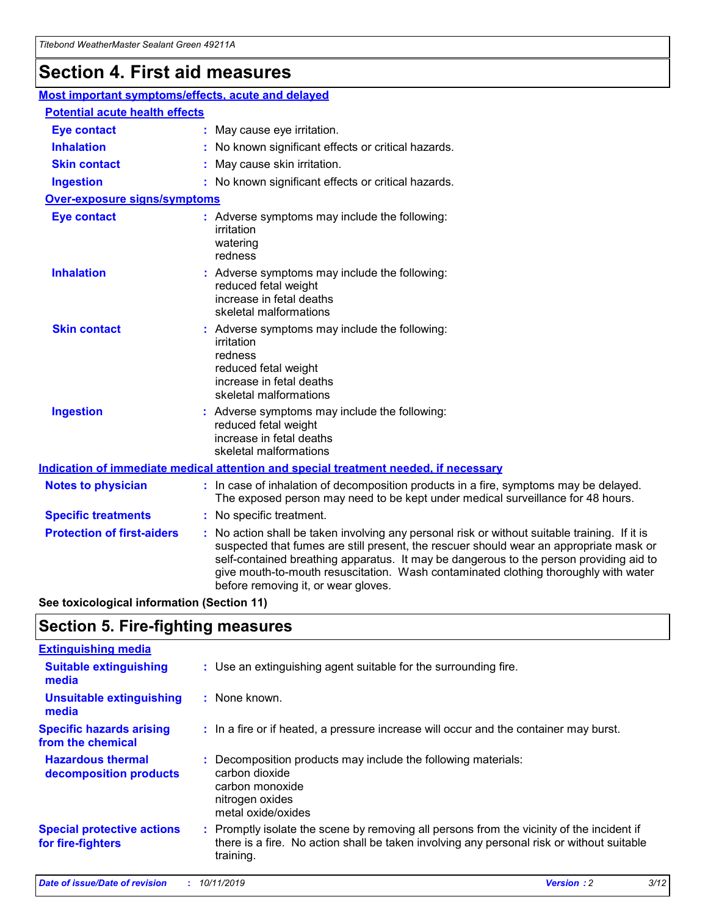# Section 4. First aid measures

## Most important symptoms/effects, acute and delayed

### Potential acute health effects

| | |
|---|---|
| **Eye contact** | May cause eye irritation. |
| **Inhalation** | No known significant effects or critical hazards. |
| **Skin contact** | May cause skin irritation. |
| **Ingestion** | No known significant effects or critical hazards. |

### Over-exposure signs/symptoms

| | |
|---|---|
| **Eye contact** | Adverse symptoms may include the following: irritation, watering, redness |
| **Inhalation** | Adverse symptoms may include the following: reduced fetal weight, increase in fetal deaths, skeletal malformations |
| **Skin contact** | Adverse symptoms may include the following: irritation, redness, reduced fetal weight, increase in fetal deaths, skeletal malformations |
| **Ingestion** | Adverse symptoms may include the following: reduced fetal weight, increase in fetal deaths, skeletal malformations |

## Indication of immediate medical attention and special treatment needed, if necessary

| | |
|---|---|
| **Notes to physician** | In case of inhalation of decomposition products in a fire, symptoms may be delayed. The exposed person may need to be kept under medical surveillance for 48 hours. |
| **Specific treatments** | No specific treatment. |
| **Protection of first-aiders** | No action shall be taken involving any personal risk or without suitable training. If it is suspected that fumes are still present, the rescuer should wear an appropriate mask or self-contained breathing apparatus. It may be dangerous to the person providing aid to give mouth-to-mouth resuscitation. Wash contaminated clothing thoroughly with water before removing it, or wear gloves. |

**See toxicological information (Section 11)**

# Section 5. Fire-fighting measures

## Extinguishing media

| | |
|---|---|
| **Suitable extinguishing media** | Use an extinguishing agent suitable for the surrounding fire. |
| **Unsuitable extinguishing media** | None known. |
| **Specific hazards arising from the chemical** | In a fire or if heated, a pressure increase will occur and the container may burst. |
| **Hazardous thermal decomposition products** | Decomposition products may include the following materials: carbon dioxide, carbon monoxide, nitrogen oxides, metal oxide/oxides |
| **Special protective actions for fire-fighters** | Promptly isolate the scene by removing all persons from the vicinity of the incident if there is a fire. No action shall be taken involving any personal risk or without suitable training. |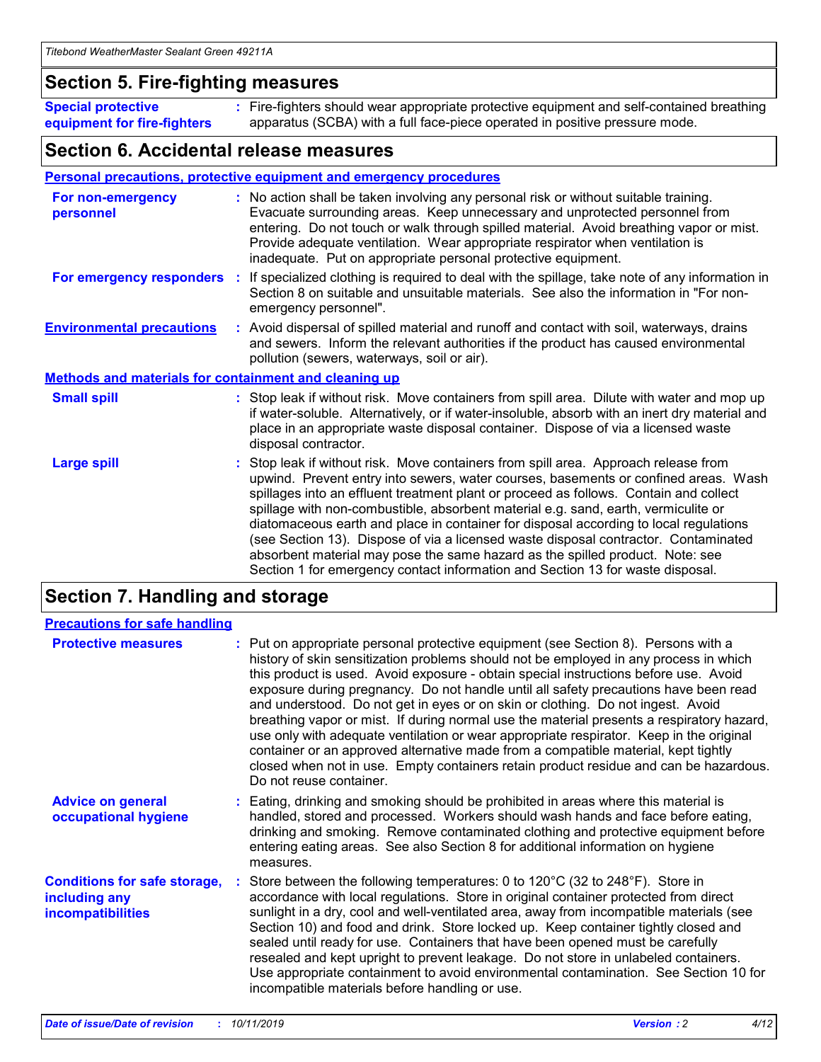## Section 5. Fire-fighting measures

**Special protective equipment for fire-fighters** : Fire-fighters should wear appropriate protective equipment and self-contained breathing apparatus (SCBA) with a full face-piece operated in positive pressure mode.

## Section 6. Accidental release measures

### Personal precautions, protective equipment and emergency procedures

**For non-emergency personnel** : No action shall be taken involving any personal risk or without suitable training. Evacuate surrounding areas. Keep unnecessary and unprotected personnel from entering. Do not touch or walk through spilled material. Avoid breathing vapor or mist. Provide adequate ventilation. Wear appropriate respirator when ventilation is inadequate. Put on appropriate personal protective equipment.

**For emergency responders** : If specialized clothing is required to deal with the spillage, take note of any information in Section 8 on suitable and unsuitable materials. See also the information in "For non-emergency personnel".

**Environmental precautions** : Avoid dispersal of spilled material and runoff and contact with soil, waterways, drains and sewers. Inform the relevant authorities if the product has caused environmental pollution (sewers, waterways, soil or air).

### Methods and materials for containment and cleaning up

**Small spill** : Stop leak if without risk. Move containers from spill area. Dilute with water and mop up if water-soluble. Alternatively, or if water-insoluble, absorb with an inert dry material and place in an appropriate waste disposal container. Dispose of via a licensed waste disposal contractor.

**Large spill** : Stop leak if without risk. Move containers from spill area. Approach release from upwind. Prevent entry into sewers, water courses, basements or confined areas. Wash spillages into an effluent treatment plant or proceed as follows. Contain and collect spillage with non-combustible, absorbent material e.g. sand, earth, vermiculite or diatomaceous earth and place in container for disposal according to local regulations (see Section 13). Dispose of via a licensed waste disposal contractor. Contaminated absorbent material may pose the same hazard as the spilled product. Note: see Section 1 for emergency contact information and Section 13 for waste disposal.

## Section 7. Handling and storage

### Precautions for safe handling

**Protective measures** : Put on appropriate personal protective equipment (see Section 8). Persons with a history of skin sensitization problems should not be employed in any process in which this product is used. Avoid exposure - obtain special instructions before use. Avoid exposure during pregnancy. Do not handle until all safety precautions have been read and understood. Do not get in eyes or on skin or clothing. Do not ingest. Avoid breathing vapor or mist. If during normal use the material presents a respiratory hazard, use only with adequate ventilation or wear appropriate respirator. Keep in the original container or an approved alternative made from a compatible material, kept tightly closed when not in use. Empty containers retain product residue and can be hazardous. Do not reuse container.

**Advice on general occupational hygiene** : Eating, drinking and smoking should be prohibited in areas where this material is handled, stored and processed. Workers should wash hands and face before eating, drinking and smoking. Remove contaminated clothing and protective equipment before entering eating areas. See also Section 8 for additional information on hygiene measures.

**Conditions for safe storage, including any incompatibilities** : Store between the following temperatures: 0 to 120°C (32 to 248°F). Store in accordance with local regulations. Store in original container protected from direct sunlight in a dry, cool and well-ventilated area, away from incompatible materials (see Section 10) and food and drink. Store locked up. Keep container tightly closed and sealed until ready for use. Containers that have been opened must be carefully resealed and kept upright to prevent leakage. Do not store in unlabeled containers. Use appropriate containment to avoid environmental contamination. See Section 10 for incompatible materials before handling or use.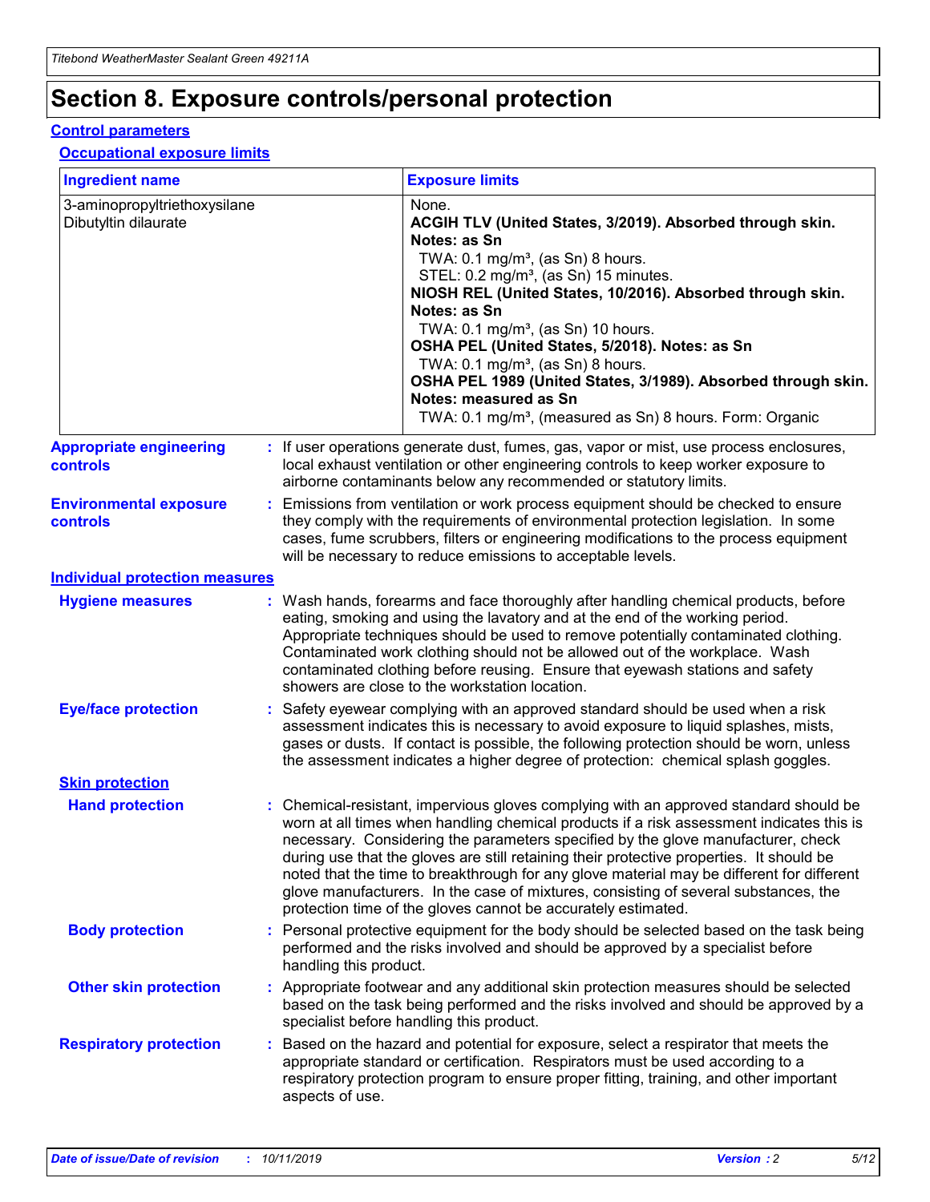# Section 8. Exposure controls/personal protection

## Control parameters

### Occupational exposure limits

| Ingredient name | Exposure limits |
|---|---|
| 3-aminopropyltriethoxysilane<br>Dibutyltin dilaurate | None.<br>**ACGIH TLV (United States, 3/2019). Absorbed through skin. Notes: as Sn**<br>TWA: 0.1 mg/m³, (as Sn) 8 hours.<br>STEL: 0.2 mg/m³, (as Sn) 15 minutes.<br>**NIOSH REL (United States, 10/2016). Absorbed through skin. Notes: as Sn**<br>TWA: 0.1 mg/m³, (as Sn) 10 hours.<br>**OSHA PEL (United States, 5/2018). Notes: as Sn**<br>TWA: 0.1 mg/m³, (as Sn) 8 hours.<br>**OSHA PEL 1989 (United States, 3/1989). Absorbed through skin. Notes: measured as Sn**<br>TWA: 0.1 mg/m³, (measured as Sn) 8 hours. Form: Organic |

**Appropriate engineering controls** : If user operations generate dust, fumes, gas, vapor or mist, use process enclosures, local exhaust ventilation or other engineering controls to keep worker exposure to airborne contaminants below any recommended or statutory limits.

**Environmental exposure controls** : Emissions from ventilation or work process equipment should be checked to ensure they comply with the requirements of environmental protection legislation. In some cases, fume scrubbers, filters or engineering modifications to the process equipment will be necessary to reduce emissions to acceptable levels.

## Individual protection measures

**Hygiene measures** : Wash hands, forearms and face thoroughly after handling chemical products, before eating, smoking and using the lavatory and at the end of the working period. Appropriate techniques should be used to remove potentially contaminated clothing. Contaminated work clothing should not be allowed out of the workplace. Wash contaminated clothing before reusing. Ensure that eyewash stations and safety showers are close to the workstation location.

**Eye/face protection** : Safety eyewear complying with an approved standard should be used when a risk assessment indicates this is necessary to avoid exposure to liquid splashes, mists, gases or dusts. If contact is possible, the following protection should be worn, unless the assessment indicates a higher degree of protection: chemical splash goggles.

### Skin protection

**Hand protection** : Chemical-resistant, impervious gloves complying with an approved standard should be worn at all times when handling chemical products if a risk assessment indicates this is necessary. Considering the parameters specified by the glove manufacturer, check during use that the gloves are still retaining their protective properties. It should be noted that the time to breakthrough for any glove material may be different for different glove manufacturers. In the case of mixtures, consisting of several substances, the protection time of the gloves cannot be accurately estimated.

**Body protection** : Personal protective equipment for the body should be selected based on the task being performed and the risks involved and should be approved by a specialist before handling this product.

**Other skin protection** : Appropriate footwear and any additional skin protection measures should be selected based on the task being performed and the risks involved and should be approved by a specialist before handling this product.

**Respiratory protection** : Based on the hazard and potential for exposure, select a respirator that meets the appropriate standard or certification. Respirators must be used according to a respiratory protection program to ensure proper fitting, training, and other important aspects of use.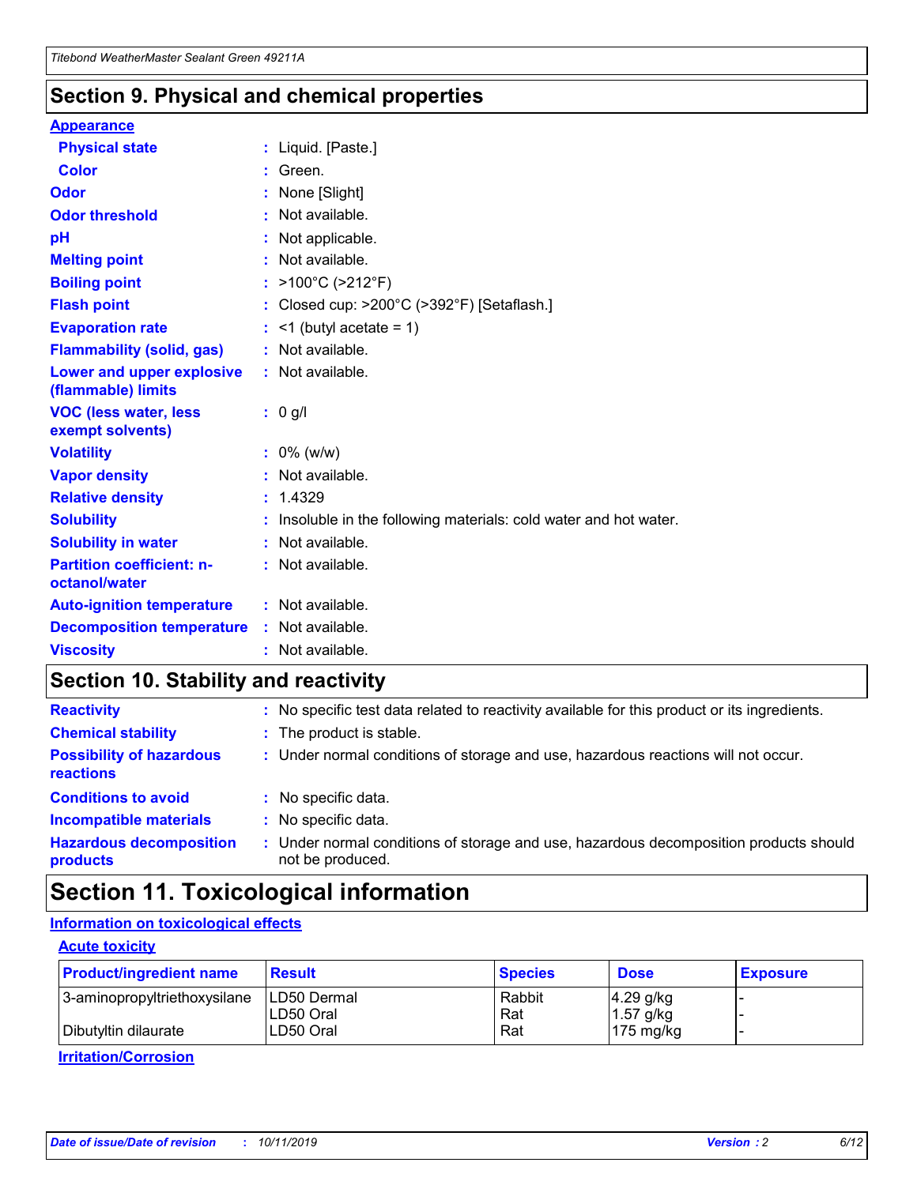## Section 9. Physical and chemical properties

### Appearance

| | |
|---|---|
| **Physical state** | : Liquid. [Paste.] |
| **Color** | : Green. |
| **Odor** | : None [Slight] |
| **Odor threshold** | : Not available. |
| **pH** | : Not applicable. |
| **Melting point** | : Not available. |
| **Boiling point** | : >100°C (>212°F) |
| **Flash point** | : Closed cup: >200°C (>392°F) [Setaflash.] |
| **Evaporation rate** | : <1 (butyl acetate = 1) |
| **Flammability (solid, gas)** | : Not available. |
| **Lower and upper explosive (flammable) limits** | : Not available. |
| **VOC (less water, less exempt solvents)** | : 0 g/l |
| **Volatility** | : 0% (w/w) |
| **Vapor density** | : Not available. |
| **Relative density** | : 1.4329 |
| **Solubility** | : Insoluble in the following materials: cold water and hot water. |
| **Solubility in water** | : Not available. |
| **Partition coefficient: n-octanol/water** | : Not available. |
| **Auto-ignition temperature** | : Not available. |
| **Decomposition temperature** | : Not available. |
| **Viscosity** | : Not available. |

## Section 10. Stability and reactivity

| | |
|---|---|
| **Reactivity** | : No specific test data related to reactivity available for this product or its ingredients. |
| **Chemical stability** | : The product is stable. |
| **Possibility of hazardous reactions** | : Under normal conditions of storage and use, hazardous reactions will not occur. |
| **Conditions to avoid** | : No specific data. |
| **Incompatible materials** | : No specific data. |
| **Hazardous decomposition products** | : Under normal conditions of storage and use, hazardous decomposition products should not be produced. |

## Section 11. Toxicological information

### Information on toxicological effects

#### Acute toxicity

| Product/ingredient name | Result | Species | Dose | Exposure |
|---|---|---|---|---|
| 3-aminopropyltriethoxysilane | LD50 Dermal | Rabbit | 4.29 g/kg | - |
| | LD50 Oral | Rat | 1.57 g/kg | - |
| Dibutyltin dilaurate | LD50 Oral | Rat | 175 mg/kg | - |

#### Irritation/Corrosion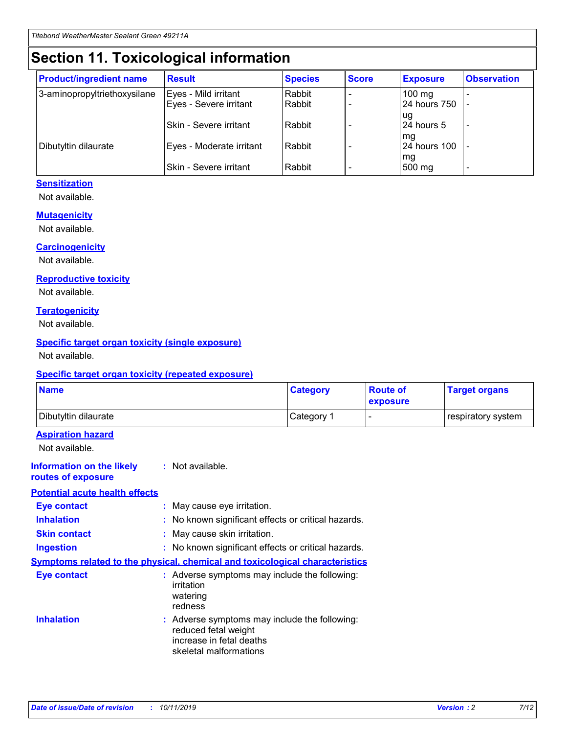# Section 11. Toxicological information

| Product/ingredient name | Result | Species | Score | Exposure | Observation |
|---|---|---|---|---|---|
| 3-aminopropyltriethoxysilane | Eyes - Mild irritant | Rabbit | - | 100 mg | - |
| | Eyes - Severe irritant | Rabbit | - | 24 hours 750 ug | - |
| | Skin - Severe irritant | Rabbit | - | 24 hours 5 mg | - |
| Dibutyltin dilaurate | Eyes - Moderate irritant | Rabbit | - | 24 hours 100 mg | - |
| | Skin - Severe irritant | Rabbit | - | 500 mg | - |

### Sensitization

Not available.

### Mutagenicity

Not available.

### Carcinogenicity

Not available.

### Reproductive toxicity

Not available.

### Teratogenicity

Not available.

### Specific target organ toxicity (single exposure)

Not available.

### Specific target organ toxicity (repeated exposure)

| Name | Category | Route of exposure | Target organs |
|---|---|---|---|
| Dibutyltin dilaurate | Category 1 | - | respiratory system |

### Aspiration hazard

Not available.

**Information on the likely routes of exposure** : Not available.

### Potential acute health effects

**Eye contact** : May cause eye irritation.

**Inhalation** : No known significant effects or critical hazards.

**Skin contact** : May cause skin irritation.

**Ingestion** : No known significant effects or critical hazards.

### Symptoms related to the physical, chemical and toxicological characteristics

**Eye contact** : Adverse symptoms may include the following:
irritation
watering
redness

**Inhalation** : Adverse symptoms may include the following:
reduced fetal weight
increase in fetal deaths
skeletal malformations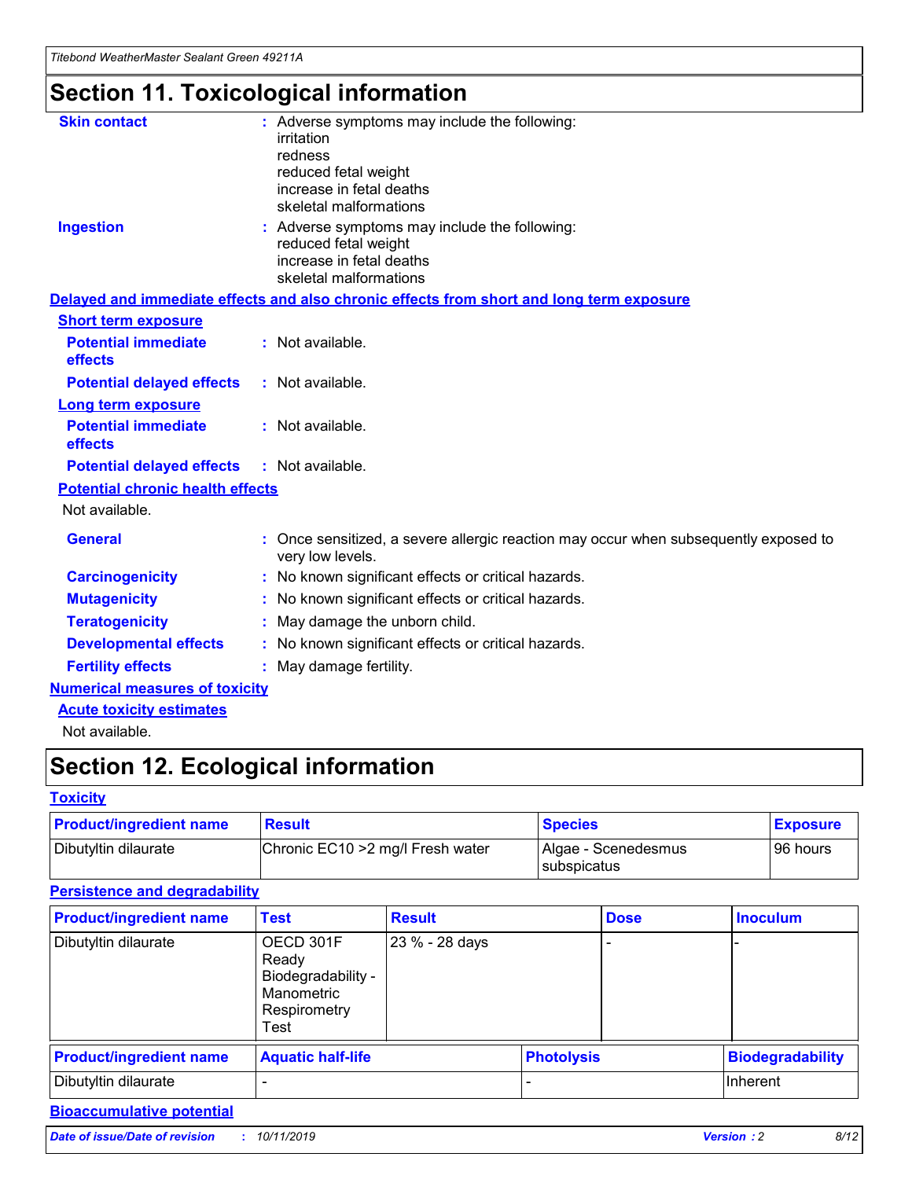# Section 11. Toxicological information

**Skin contact** : Adverse symptoms may include the following:
irritation
redness
reduced fetal weight
increase in fetal deaths
skeletal malformations

**Ingestion** : Adverse symptoms may include the following:
reduced fetal weight
increase in fetal deaths
skeletal malformations

## Delayed and immediate effects and also chronic effects from short and long term exposure

### Short term exposure

**Potential immediate effects** : Not available.

**Potential delayed effects** : Not available.

### Long term exposure

**Potential immediate effects** : Not available.

**Potential delayed effects** : Not available.

### Potential chronic health effects

Not available.

**General** : Once sensitized, a severe allergic reaction may occur when subsequently exposed to very low levels.

**Carcinogenicity** : No known significant effects or critical hazards.

**Mutagenicity** : No known significant effects or critical hazards.

**Teratogenicity** : May damage the unborn child.

**Developmental effects** : No known significant effects or critical hazards.

**Fertility effects** : May damage fertility.

## Numerical measures of toxicity

### Acute toxicity estimates

Not available.

# Section 12. Ecological information

## Toxicity

| Product/ingredient name | Result | Species | Exposure |
|---|---|---|---|
| Dibutyltin dilaurate | Chronic EC10 >2 mg/l Fresh water | Algae - Scenedesmus subspicatus | 96 hours |

## Persistence and degradability

| Product/ingredient name | Test | Result | Dose | Inoculum |
|---|---|---|---|---|
| Dibutyltin dilaurate | OECD 301F Ready Biodegradability - Manometric Respirometry Test | 23 % - 28 days | - | - |

| Product/ingredient name | Aquatic half-life | Photolysis | Biodegradability |
|---|---|---|---|
| Dibutyltin dilaurate | - | - | Inherent |

## Bioaccumulative potential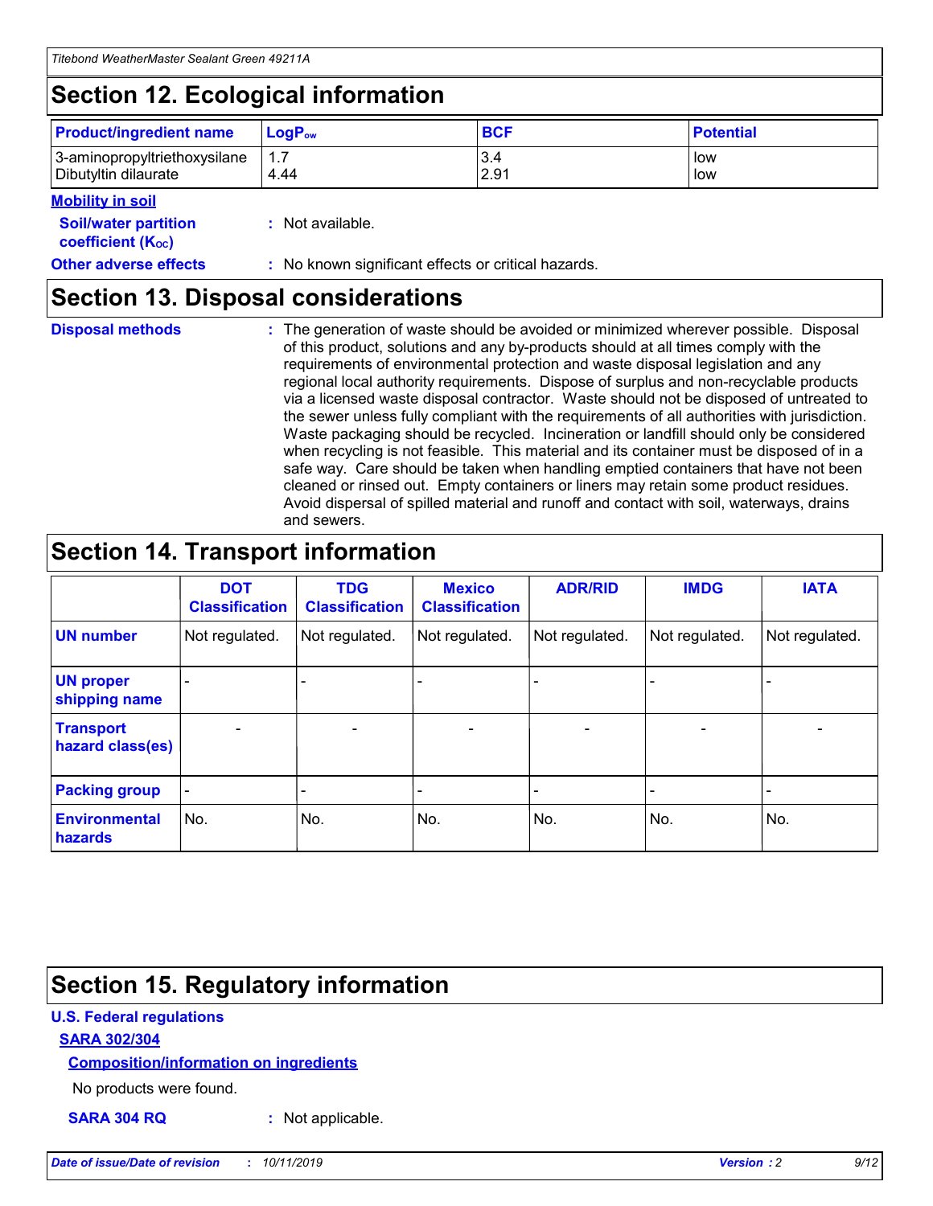## Section 12. Ecological information

| Product/ingredient name | $LogP_{ow}$ | BCF | Potential |
|---|---|---|---|
| 3-aminopropyltriethoxysilane | 1.7 | 3.4 | low |
| Dibutyltin dilaurate | 4.44 | 2.91 | low |

**Mobility in soil**

**Soil/water partition coefficient ($K_{OC}$)** : Not available.

**Other adverse effects** : No known significant effects or critical hazards.

## Section 13. Disposal considerations

**Disposal methods** : The generation of waste should be avoided or minimized wherever possible. Disposal of this product, solutions and any by-products should at all times comply with the requirements of environmental protection and waste disposal legislation and any regional local authority requirements. Dispose of surplus and non-recyclable products via a licensed waste disposal contractor. Waste should not be disposed of untreated to the sewer unless fully compliant with the requirements of all authorities with jurisdiction. Waste packaging should be recycled. Incineration or landfill should only be considered when recycling is not feasible. This material and its container must be disposed of in a safe way. Care should be taken when handling emptied containers that have not been cleaned or rinsed out. Empty containers or liners may retain some product residues. Avoid dispersal of spilled material and runoff and contact with soil, waterways, drains and sewers.

## Section 14. Transport information

| | DOT Classification | TDG Classification | Mexico Classification | ADR/RID | IMDG | IATA |
|---|---|---|---|---|---|---|
| UN number | Not regulated. | Not regulated. | Not regulated. | Not regulated. | Not regulated. | Not regulated. |
| UN proper shipping name | - | - | - | - | - | - |
| Transport hazard class(es) | - | - | - | - | - | - |
| Packing group | - | - | - | - | - | - |
| Environmental hazards | No. | No. | No. | No. | No. | No. |

## Section 15. Regulatory information

**U.S. Federal regulations**

**SARA 302/304**

**Composition/information on ingredients**

No products were found.

**SARA 304 RQ** : Not applicable.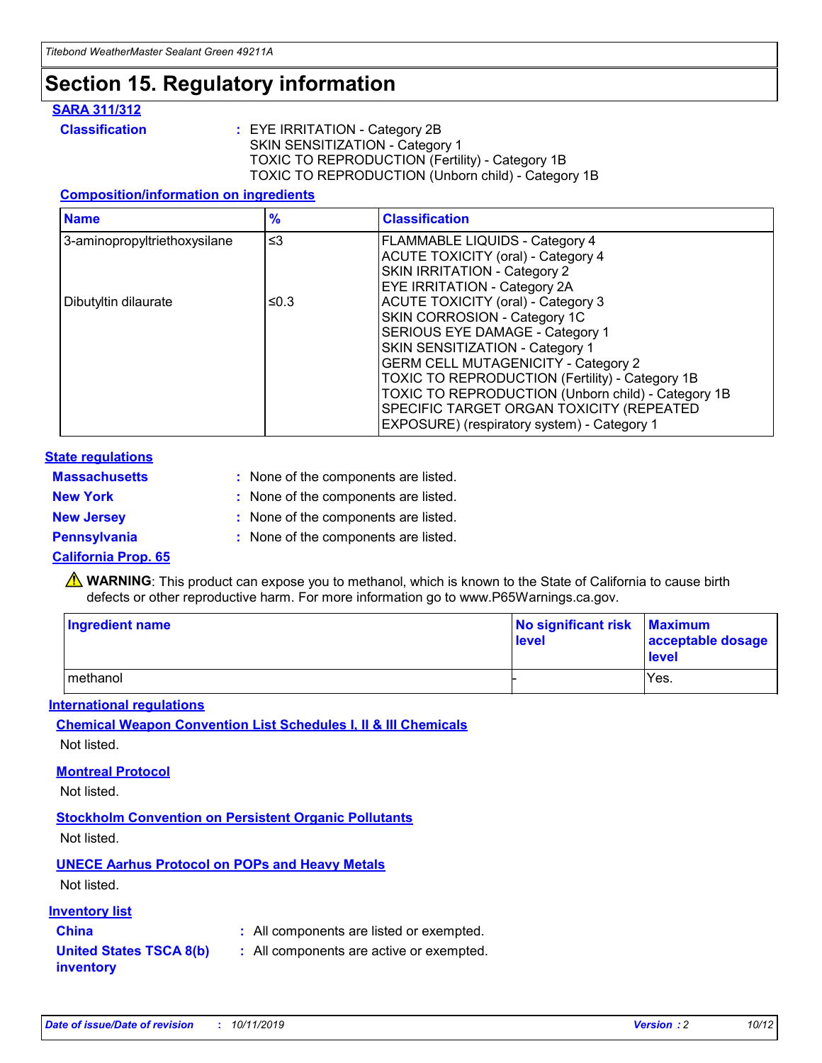# Section 15. Regulatory information

**SARA 311/312**

**Classification** : EYE IRRITATION - Category 2B
SKIN SENSITIZATION - Category 1
TOXIC TO REPRODUCTION (Fertility) - Category 1B
TOXIC TO REPRODUCTION (Unborn child) - Category 1B

**Composition/information on ingredients**

| Name | % | Classification |
|---|---|---|
| 3-aminopropyltriethoxysilane | ≤3 | FLAMMABLE LIQUIDS - Category 4<br>ACUTE TOXICITY (oral) - Category 4<br>SKIN IRRITATION - Category 2<br>EYE IRRITATION - Category 2A |
| Dibutyltin dilaurate | ≤0.3 | ACUTE TOXICITY (oral) - Category 3<br>SKIN CORROSION - Category 1C<br>SERIOUS EYE DAMAGE - Category 1<br>SKIN SENSITIZATION - Category 1<br>GERM CELL MUTAGENICITY - Category 2<br>TOXIC TO REPRODUCTION (Fertility) - Category 1B<br>TOXIC TO REPRODUCTION (Unborn child) - Category 1B<br>SPECIFIC TARGET ORGAN TOXICITY (REPEATED EXPOSURE) (respiratory system) - Category 1 |

**State regulations**

**Massachusetts** : None of the components are listed.

**New York** : None of the components are listed.

**New Jersey** : None of the components are listed.

**Pennsylvania** : None of the components are listed.

**California Prop. 65**

⚠ **WARNING**: This product can expose you to methanol, which is known to the State of California to cause birth defects or other reproductive harm. For more information go to www.P65Warnings.ca.gov.

| Ingredient name | No significant risk level | Maximum acceptable dosage level |
|---|---|---|
| methanol | - | Yes. |

**International regulations**

**Chemical Weapon Convention List Schedules I, II & III Chemicals**

Not listed.

**Montreal Protocol**

Not listed.

**Stockholm Convention on Persistent Organic Pollutants**

Not listed.

**UNECE Aarhus Protocol on POPs and Heavy Metals**

Not listed.

**Inventory list**

**China** : All components are listed or exempted.

**United States TSCA 8(b) inventory** : All components are active or exempted.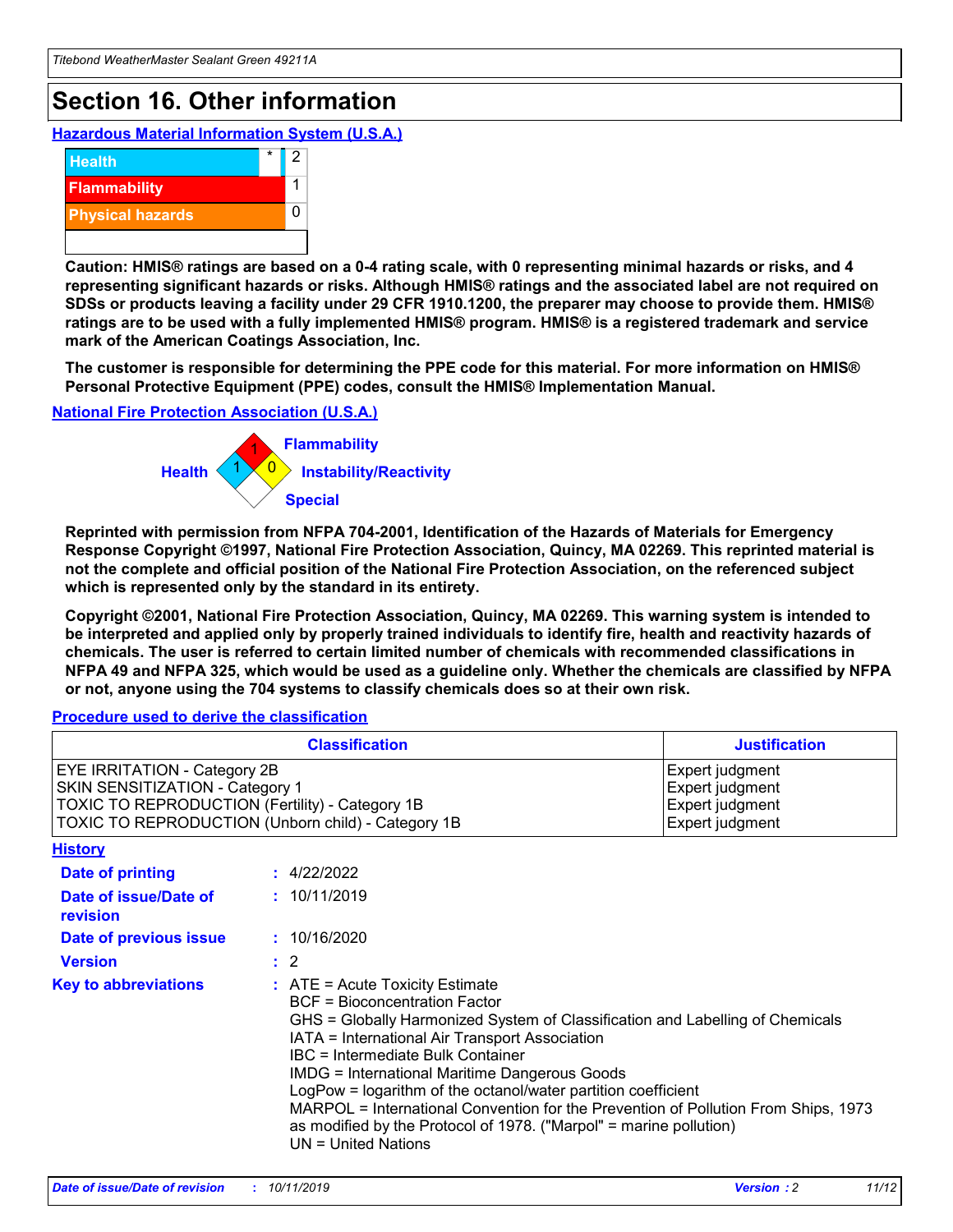# Section 16. Other information

**Hazardous Material Information System (U.S.A.)**

| | | |
|---|---|---|
| Health | * | 2 |
| Flammability | | 1 |
| Physical hazards | | 0 |

**Caution: HMIS® ratings are based on a 0-4 rating scale, with 0 representing minimal hazards or risks, and 4 representing significant hazards or risks. Although HMIS® ratings and the associated label are not required on SDSs or products leaving a facility under 29 CFR 1910.1200, the preparer may choose to provide them. HMIS® ratings are to be used with a fully implemented HMIS® program. HMIS® is a registered trademark and service mark of the American Coatings Association, Inc.**

**The customer is responsible for determining the PPE code for this material. For more information on HMIS® Personal Protective Equipment (PPE) codes, consult the HMIS® Implementation Manual.**

**National Fire Protection Association (U.S.A.)**

Health: 1
Flammability: 1
Instability/Reactivity: 0
Special:

**Reprinted with permission from NFPA 704-2001, Identification of the Hazards of Materials for Emergency Response Copyright ©1997, National Fire Protection Association, Quincy, MA 02269. This reprinted material is not the complete and official position of the National Fire Protection Association, on the referenced subject which is represented only by the standard in its entirety.**

**Copyright ©2001, National Fire Protection Association, Quincy, MA 02269. This warning system is intended to be interpreted and applied only by properly trained individuals to identify fire, health and reactivity hazards of chemicals. The user is referred to certain limited number of chemicals with recommended classifications in NFPA 49 and NFPA 325, which would be used as a guideline only. Whether the chemicals are classified by NFPA or not, anyone using the 704 systems to classify chemicals does so at their own risk.**

**Procedure used to derive the classification**

| Classification | Justification |
|---|---|
| EYE IRRITATION - Category 2B | Expert judgment |
| SKIN SENSITIZATION - Category 1 | Expert judgment |
| TOXIC TO REPRODUCTION (Fertility) - Category 1B | Expert judgment |
| TOXIC TO REPRODUCTION (Unborn child) - Category 1B | Expert judgment |

**History**

**Date of printing** : 4/22/2022

**Date of issue/Date of revision** : 10/11/2019

**Date of previous issue** : 10/16/2020

**Version** : 2

**Key to abbreviations** :
ATE = Acute Toxicity Estimate
BCF = Bioconcentration Factor
GHS = Globally Harmonized System of Classification and Labelling of Chemicals
IATA = International Air Transport Association
IBC = Intermediate Bulk Container
IMDG = International Maritime Dangerous Goods
LogPow = logarithm of the octanol/water partition coefficient
MARPOL = International Convention for the Prevention of Pollution From Ships, 1973 as modified by the Protocol of 1978. ("Marpol" = marine pollution)
UN = United Nations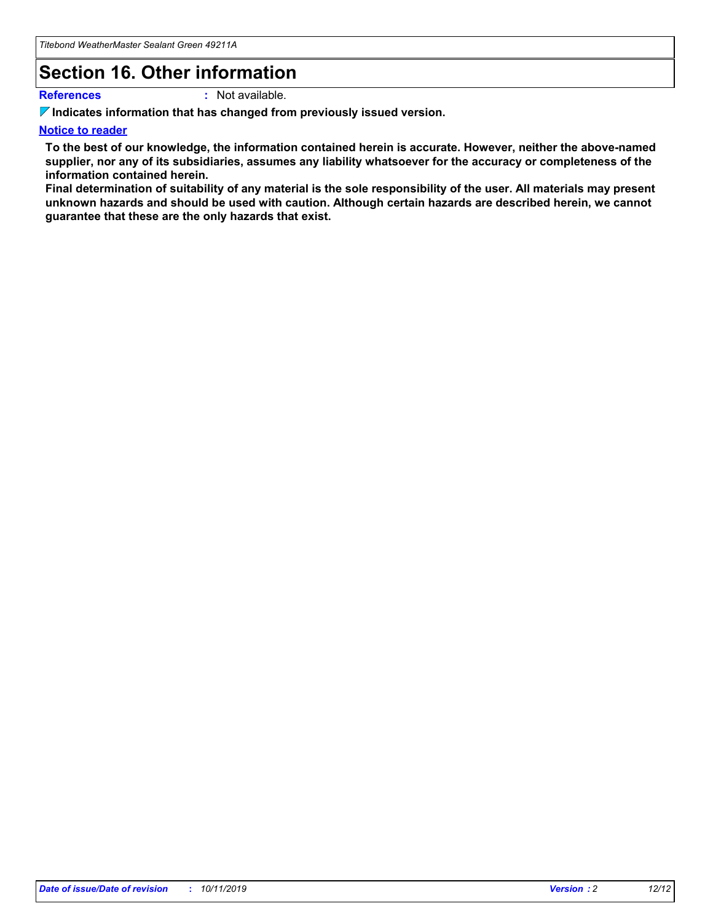# Section 16. Other information

**References** : Not available.

**Indicates information that has changed from previously issued version.**

**Notice to reader**

**To the best of our knowledge, the information contained herein is accurate. However, neither the above-named supplier, nor any of its subsidiaries, assumes any liability whatsoever for the accuracy or completeness of the information contained herein.**

**Final determination of suitability of any material is the sole responsibility of the user. All materials may present unknown hazards and should be used with caution. Although certain hazards are described herein, we cannot guarantee that these are the only hazards that exist.**